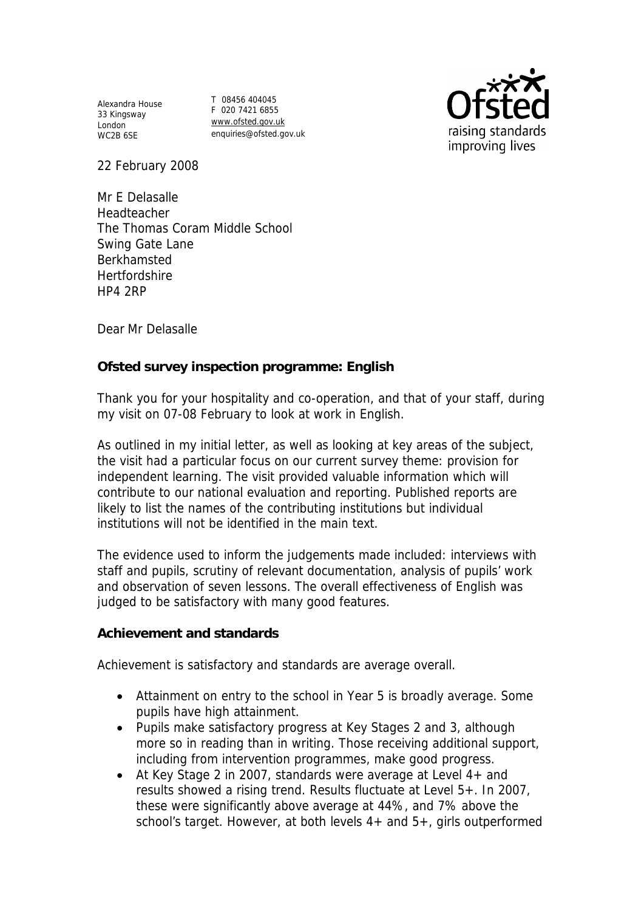Alexandra House
33 Kingsway
London
WC2B 6SE

T 08456 404045
F 020 7421 6855
www.ofsted.gov.uk
enquiries@ofsted.gov.uk

22 February 2008

Mr E Delasalle
Headteacher
The Thomas Coram Middle School
Swing Gate Lane
Berkhamsted
Hertfordshire
HP4 2RP

Dear Mr Delasalle

**Ofsted survey inspection programme: English**

Thank you for your hospitality and co-operation, and that of your staff, during my visit on 07-08 February to look at work in English.

As outlined in my initial letter, as well as looking at key areas of the subject, the visit had a particular focus on our current survey theme: provision for independent learning. The visit provided valuable information which will contribute to our national evaluation and reporting. Published reports are likely to list the names of the contributing institutions but individual institutions will not be identified in the main text.

The evidence used to inform the judgements made included: interviews with staff and pupils, scrutiny of relevant documentation, analysis of pupils' work and observation of seven lessons. The overall effectiveness of English was judged to be satisfactory with many good features.

**Achievement and standards**

Achievement is satisfactory and standards are average overall.

- Attainment on entry to the school in Year 5 is broadly average. Some pupils have high attainment.
- Pupils make satisfactory progress at Key Stages 2 and 3, although more so in reading than in writing. Those receiving additional support, including from intervention programmes, make good progress.
- At Key Stage 2 in 2007, standards were average at Level 4+ and results showed a rising trend. Results fluctuate at Level 5+. In 2007, these were significantly above average at 44%, and 7% above the school's target. However, at both levels 4+ and 5+, girls outperformed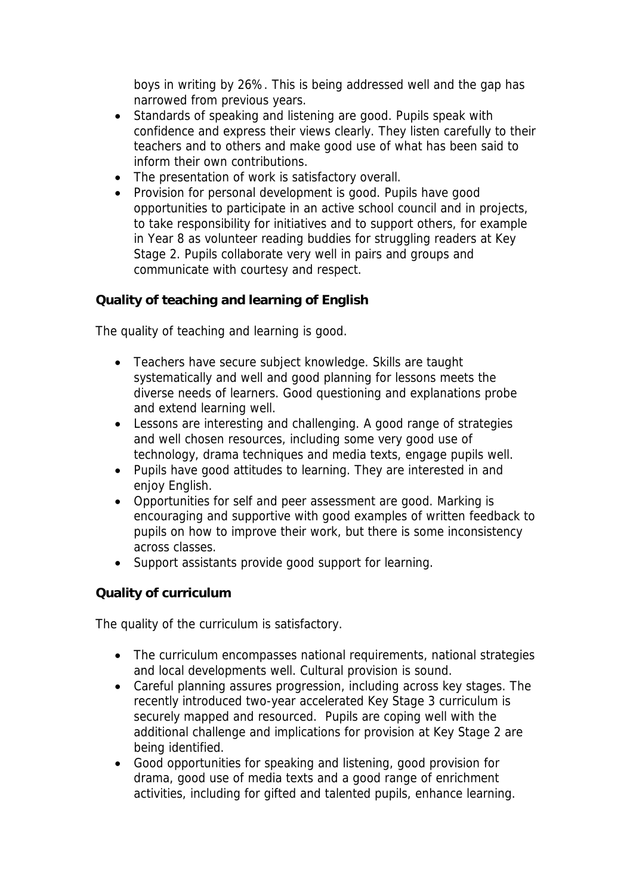boys in writing by 26%. This is being addressed well and the gap has narrowed from previous years.

- Standards of speaking and listening are good. Pupils speak with confidence and express their views clearly. They listen carefully to their teachers and to others and make good use of what has been said to inform their own contributions.
- The presentation of work is satisfactory overall.
- Provision for personal development is good. Pupils have good opportunities to participate in an active school council and in projects, to take responsibility for initiatives and to support others, for example in Year 8 as volunteer reading buddies for struggling readers at Key Stage 2. Pupils collaborate very well in pairs and groups and communicate with courtesy and respect.

**Quality of teaching and learning of English**

The quality of teaching and learning is good.

- Teachers have secure subject knowledge. Skills are taught systematically and well and good planning for lessons meets the diverse needs of learners. Good questioning and explanations probe and extend learning well.
- Lessons are interesting and challenging. A good range of strategies and well chosen resources, including some very good use of technology, drama techniques and media texts, engage pupils well.
- Pupils have good attitudes to learning. They are interested in and enjoy English.
- Opportunities for self and peer assessment are good. Marking is encouraging and supportive with good examples of written feedback to pupils on how to improve their work, but there is some inconsistency across classes.
- Support assistants provide good support for learning.

**Quality of curriculum**

The quality of the curriculum is satisfactory.

- The curriculum encompasses national requirements, national strategies and local developments well. Cultural provision is sound.
- Careful planning assures progression, including across key stages. The recently introduced two-year accelerated Key Stage 3 curriculum is securely mapped and resourced. Pupils are coping well with the additional challenge and implications for provision at Key Stage 2 are being identified.
- Good opportunities for speaking and listening, good provision for drama, good use of media texts and a good range of enrichment activities, including for gifted and talented pupils, enhance learning.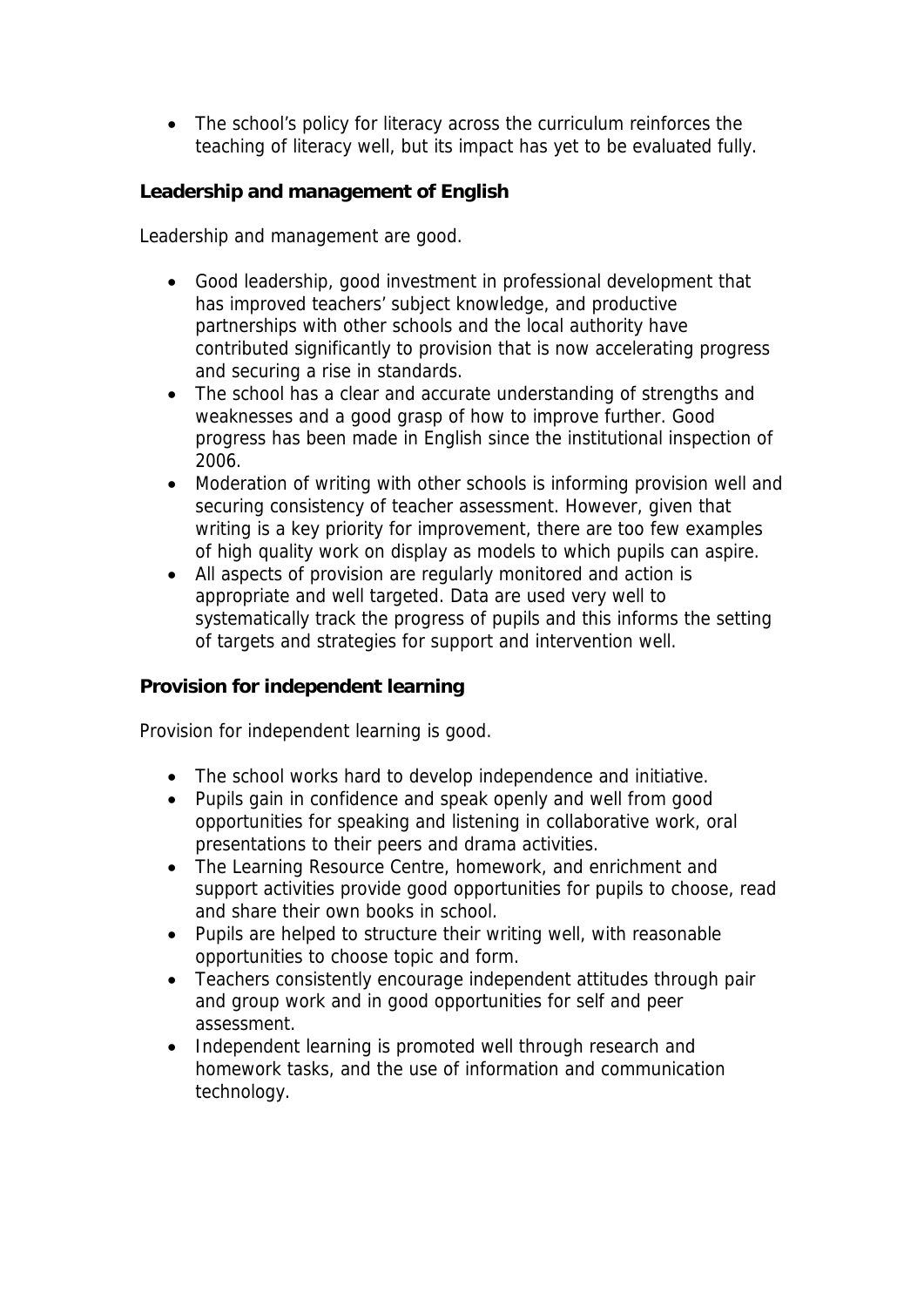- The school's policy for literacy across the curriculum reinforces the teaching of literacy well, but its impact has yet to be evaluated fully.

**Leadership and management of English**

Leadership and management are good.

- Good leadership, good investment in professional development that has improved teachers' subject knowledge, and productive partnerships with other schools and the local authority have contributed significantly to provision that is now accelerating progress and securing a rise in standards.
- The school has a clear and accurate understanding of strengths and weaknesses and a good grasp of how to improve further. Good progress has been made in English since the institutional inspection of 2006.
- Moderation of writing with other schools is informing provision well and securing consistency of teacher assessment. However, given that writing is a key priority for improvement, there are too few examples of high quality work on display as models to which pupils can aspire.
- All aspects of provision are regularly monitored and action is appropriate and well targeted. Data are used very well to systematically track the progress of pupils and this informs the setting of targets and strategies for support and intervention well.

**Provision for independent learning**

Provision for independent learning is good.

- The school works hard to develop independence and initiative.
- Pupils gain in confidence and speak openly and well from good opportunities for speaking and listening in collaborative work, oral presentations to their peers and drama activities.
- The Learning Resource Centre, homework, and enrichment and support activities provide good opportunities for pupils to choose, read and share their own books in school.
- Pupils are helped to structure their writing well, with reasonable opportunities to choose topic and form.
- Teachers consistently encourage independent attitudes through pair and group work and in good opportunities for self and peer assessment.
- Independent learning is promoted well through research and homework tasks, and the use of information and communication technology.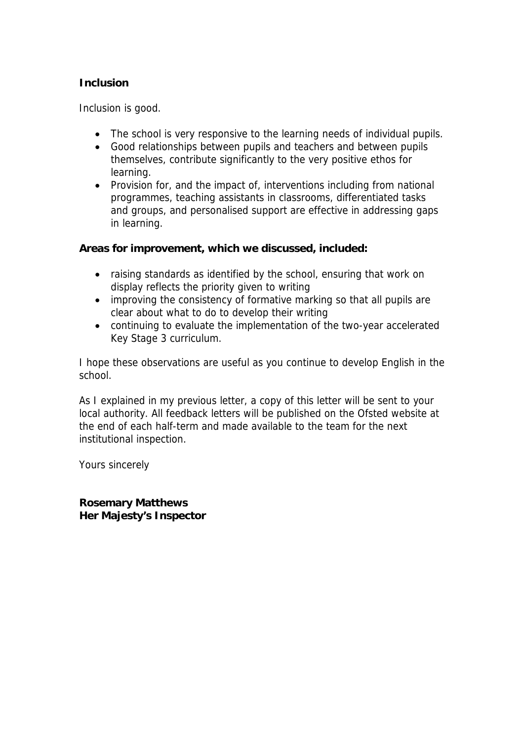**Inclusion**

Inclusion is good.

- The school is very responsive to the learning needs of individual pupils.
- Good relationships between pupils and teachers and between pupils themselves, contribute significantly to the very positive ethos for learning.
- Provision for, and the impact of, interventions including from national programmes, teaching assistants in classrooms, differentiated tasks and groups, and personalised support are effective in addressing gaps in learning.

**Areas for improvement, which we discussed, included:**

- raising standards as identified by the school, ensuring that work on display reflects the priority given to writing
- improving the consistency of formative marking so that all pupils are clear about what to do to develop their writing
- continuing to evaluate the implementation of the two-year accelerated Key Stage 3 curriculum.

I hope these observations are useful as you continue to develop English in the school.

As I explained in my previous letter, a copy of this letter will be sent to your local authority. All feedback letters will be published on the Ofsted website at the end of each half-term and made available to the team for the next institutional inspection.

Yours sincerely

**Rosemary Matthews**
**Her Majesty's Inspector**